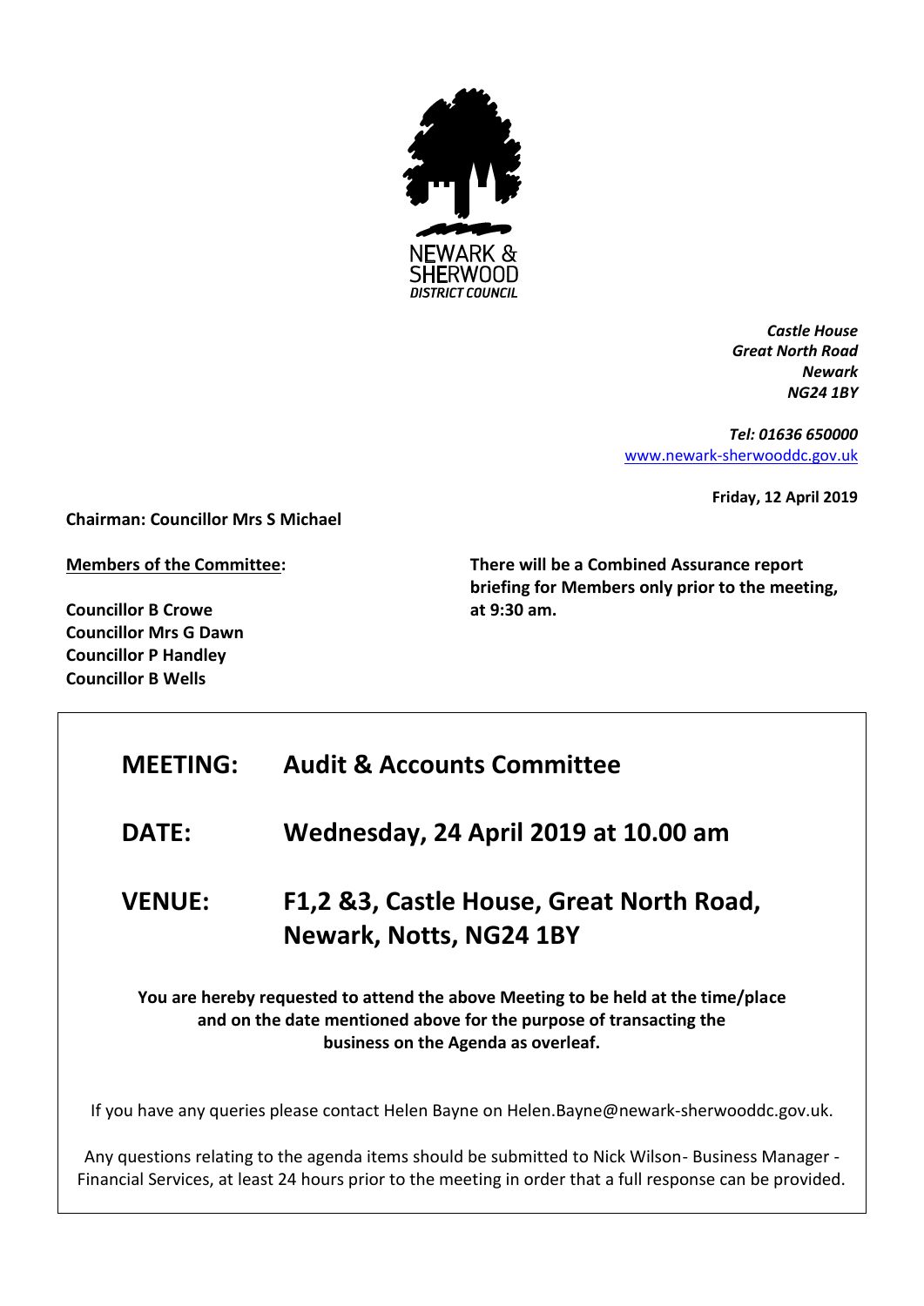NEWARK & SHERWOOD
*DISTRICT COUNCIL*

***Castle House***
***Great North Road***
***Newark***
***NG24 1BY***

***Tel: 01636 650000***
[www.newark-sherwooddc.gov.uk](http://www.newark-sherwooddc.gov.uk)

**Friday, 12 April 2019**

**Chairman: Councillor Mrs S Michael**

**<u>Members of the Committee</u>:**

**Councillor B Crowe**
**Councillor Mrs G Dawn**
**Councillor P Handley**
**Councillor B Wells**

**There will be a Combined Assurance report briefing for Members only prior to the meeting, at 9:30 am.**

## MEETING: Audit & Accounts Committee

## DATE: Wednesday, 24 April 2019 at 10.00 am

## VENUE: F1,2 &3, Castle House, Great North Road, Newark, Notts, NG24 1BY

**You are hereby requested to attend the above Meeting to be held at the time/place and on the date mentioned above for the purpose of transacting the business on the Agenda as overleaf.**

If you have any queries please contact Helen Bayne on Helen.Bayne@newark-sherwooddc.gov.uk.

Any questions relating to the agenda items should be submitted to Nick Wilson- Business Manager - Financial Services, at least 24 hours prior to the meeting in order that a full response can be provided.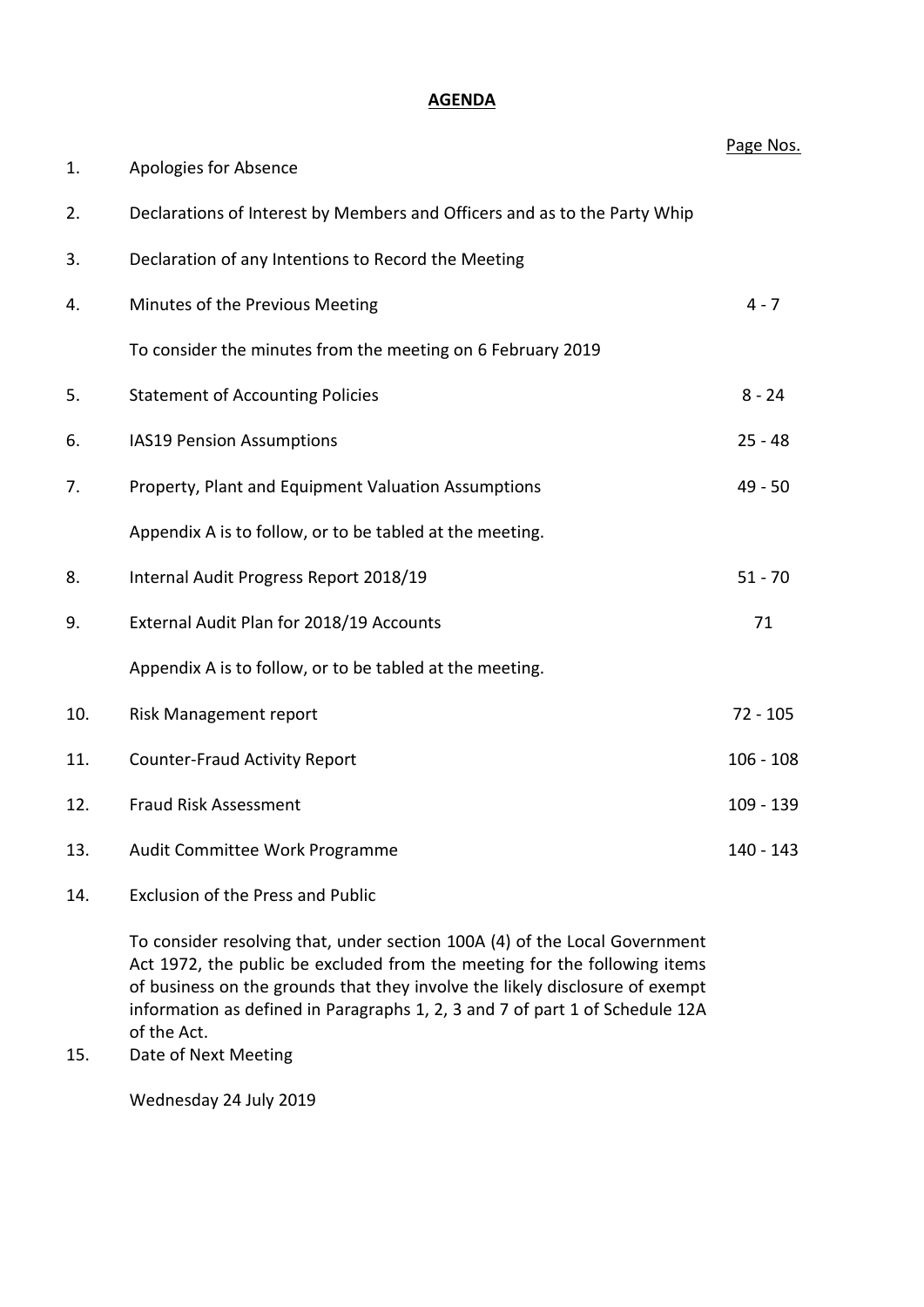# **AGENDA**

| | | Page Nos. |
|---|---|---|
| 1. | Apologies for Absence | |
| 2. | Declarations of Interest by Members and Officers and as to the Party Whip | |
| 3. | Declaration of any Intentions to Record the Meeting | |
| 4. | Minutes of the Previous Meeting<br><br>To consider the minutes from the meeting on 6 February 2019 | 4 - 7 |
| 5. | Statement of Accounting Policies | 8 - 24 |
| 6. | IAS19 Pension Assumptions | 25 - 48 |
| 7. | Property, Plant and Equipment Valuation Assumptions<br><br>Appendix A is to follow, or to be tabled at the meeting. | 49 - 50 |
| 8. | Internal Audit Progress Report 2018/19 | 51 - 70 |
| 9. | External Audit Plan for 2018/19 Accounts<br><br>Appendix A is to follow, or to be tabled at the meeting. | 71 |
| 10. | Risk Management report | 72 - 105 |
| 11. | Counter-Fraud Activity Report | 106 - 108 |
| 12. | Fraud Risk Assessment | 109 - 139 |
| 13. | Audit Committee Work Programme | 140 - 143 |
| 14. | Exclusion of the Press and Public<br><br>To consider resolving that, under section 100A (4) of the Local Government Act 1972, the public be excluded from the meeting for the following items of business on the grounds that they involve the likely disclosure of exempt information as defined in Paragraphs 1, 2, 3 and 7 of part 1 of Schedule 12A of the Act. | |
| 15. | Date of Next Meeting<br><br>Wednesday 24 July 2019 | |